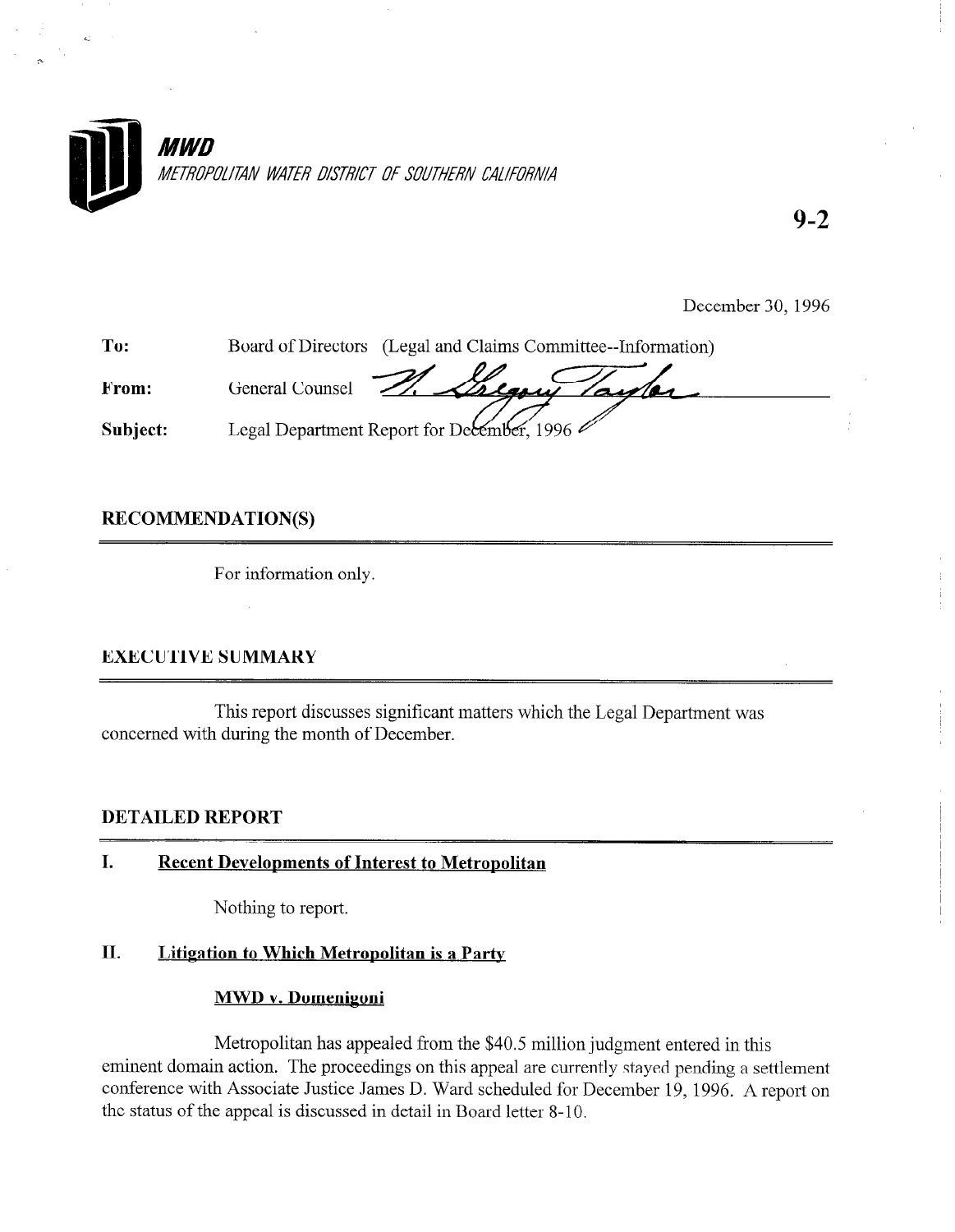**MWD**
*METROPOLITAN WATER DISTRICT OF SOUTHERN CALIFORNIA*

9-2

December 30, 1996

**To:** Board of Directors (Legal and Claims Committee--Information)

**From:** General Counsel

**Subject:** Legal Department Report for December, 1996

## RECOMMENDATION(S)

For information only.

## EXECUTIVE SUMMARY

This report discusses significant matters which the Legal Department was concerned with during the month of December.

## DETAILED REPORT

### I. Recent Developments of Interest to Metropolitan

Nothing to report.

### II. Litigation to Which Metropolitan is a Party

#### MWD v. Domenigoni

Metropolitan has appealed from the $40.5 million judgment entered in this eminent domain action. The proceedings on this appeal are currently stayed pending a settlement conference with Associate Justice James D. Ward scheduled for December 19, 1996. A report on the status of the appeal is discussed in detail in Board letter 8-10.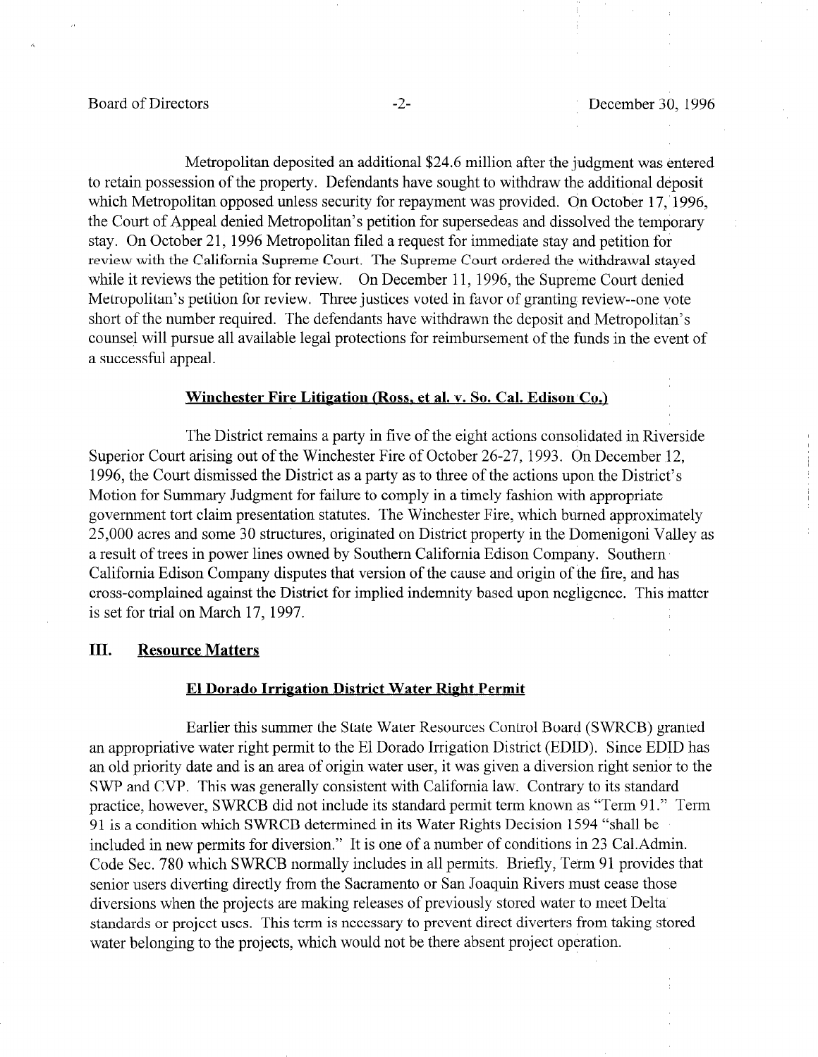Metropolitan deposited an additional $24.6 million after the judgment was entered to retain possession of the property. Defendants have sought to withdraw the additional deposit which Metropolitan opposed unless security for repayment was provided. On October 17, 1996, the Court of Appeal denied Metropolitan's petition for supersedeas and dissolved the temporary stay. On October 21, 1996 Metropolitan filed a request for immediate stay and petition for review with the California Supreme Court. The Supreme Court ordered the withdrawal stayed while it reviews the petition for review. On December 11, 1996, the Supreme Court denied Metropolitan's petition for review. Three justices voted in favor of granting review--one vote short of the number required. The defendants have withdrawn the deposit and Metropolitan's counsel will pursue all available legal protections for reimbursement of the funds in the event of a successful appeal.

**Winchester Fire Litigation (Ross, et al. v. So. Cal. Edison Co.)**

The District remains a party in five of the eight actions consolidated in Riverside Superior Court arising out of the Winchester Fire of October 26-27, 1993. On December 12, 1996, the Court dismissed the District as a party as to three of the actions upon the District's Motion for Summary Judgment for failure to comply in a timely fashion with appropriate government tort claim presentation statutes. The Winchester Fire, which burned approximately 25,000 acres and some 30 structures, originated on District property in the Domenigoni Valley as a result of trees in power lines owned by Southern California Edison Company. Southern California Edison Company disputes that version of the cause and origin of the fire, and has cross-complained against the District for implied indemnity based upon negligence. This matter is set for trial on March 17, 1997.

## III. Resource Matters

**El Dorado Irrigation District Water Right Permit**

Earlier this summer the State Water Resources Control Board (SWRCB) granted an appropriative water right permit to the El Dorado Irrigation District (EDID). Since EDID has an old priority date and is an area of origin water user, it was given a diversion right senior to the SWP and CVP. This was generally consistent with California law. Contrary to its standard practice, however, SWRCB did not include its standard permit term known as "Term 91." Term 91 is a condition which SWRCB determined in its Water Rights Decision 1594 "shall be included in new permits for diversion." It is one of a number of conditions in 23 Cal.Admin. Code Sec. 780 which SWRCB normally includes in all permits. Briefly, Term 91 provides that senior users diverting directly from the Sacramento or San Joaquin Rivers must cease those diversions when the projects are making releases of previously stored water to meet Delta standards or project uses. This term is necessary to prevent direct diverters from taking stored water belonging to the projects, which would not be there absent project operation.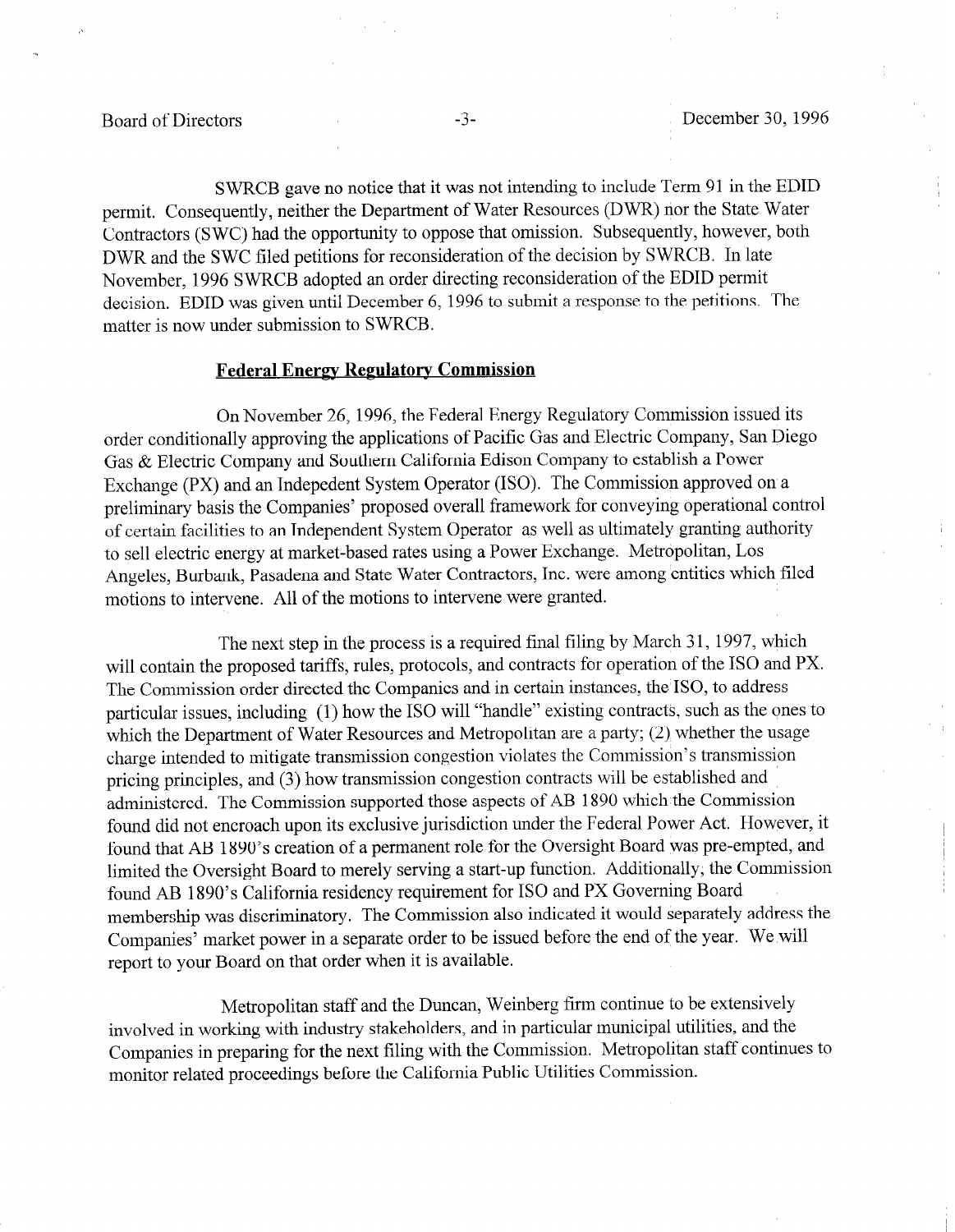SWRCB gave no notice that it was not intending to include Term 91 in the EDID permit. Consequently, neither the Department of Water Resources (DWR) nor the State Water Contractors (SWC) had the opportunity to oppose that omission. Subsequently, however, both DWR and the SWC filed petitions for reconsideration of the decision by SWRCB. In late November, 1996 SWRCB adopted an order directing reconsideration of the EDID permit decision. EDID was given until December 6, 1996 to submit a response to the petitions. The matter is now under submission to SWRCB.

**Federal Energy Regulatory Commission**

On November 26, 1996, the Federal Energy Regulatory Commission issued its order conditionally approving the applications of Pacific Gas and Electric Company, San Diego Gas & Electric Company and Southern California Edison Company to establish a Power Exchange (PX) and an Indepedent System Operator (ISO). The Commission approved on a preliminary basis the Companies' proposed overall framework for conveying operational control of certain facilities to an Independent System Operator as well as ultimately granting authority to sell electric energy at market-based rates using a Power Exchange. Metropolitan, Los Angeles, Burbank, Pasadena and State Water Contractors, Inc. were among entities which filed motions to intervene. All of the motions to intervene were granted.

The next step in the process is a required final filing by March 31, 1997, which will contain the proposed tariffs, rules, protocols, and contracts for operation of the ISO and PX. The Commission order directed the Companies and in certain instances, the ISO, to address particular issues, including (1) how the ISO will "handle" existing contracts, such as the ones to which the Department of Water Resources and Metropolitan are a party; (2) whether the usage charge intended to mitigate transmission congestion violates the Commission's transmission pricing principles, and (3) how transmission congestion contracts will be established and administered. The Commission supported those aspects of AB 1890 which the Commission found did not encroach upon its exclusive jurisdiction under the Federal Power Act. However, it found that AB 1890's creation of a permanent role for the Oversight Board was pre-empted, and limited the Oversight Board to merely serving a start-up function. Additionally, the Commission found AB 1890's California residency requirement for ISO and PX Governing Board membership was discriminatory. The Commission also indicated it would separately address the Companies' market power in a separate order to be issued before the end of the year. We will report to your Board on that order when it is available.

Metropolitan staff and the Duncan, Weinberg firm continue to be extensively involved in working with industry stakeholders, and in particular municipal utilities, and the Companies in preparing for the next filing with the Commission. Metropolitan staff continues to monitor related proceedings before the California Public Utilities Commission.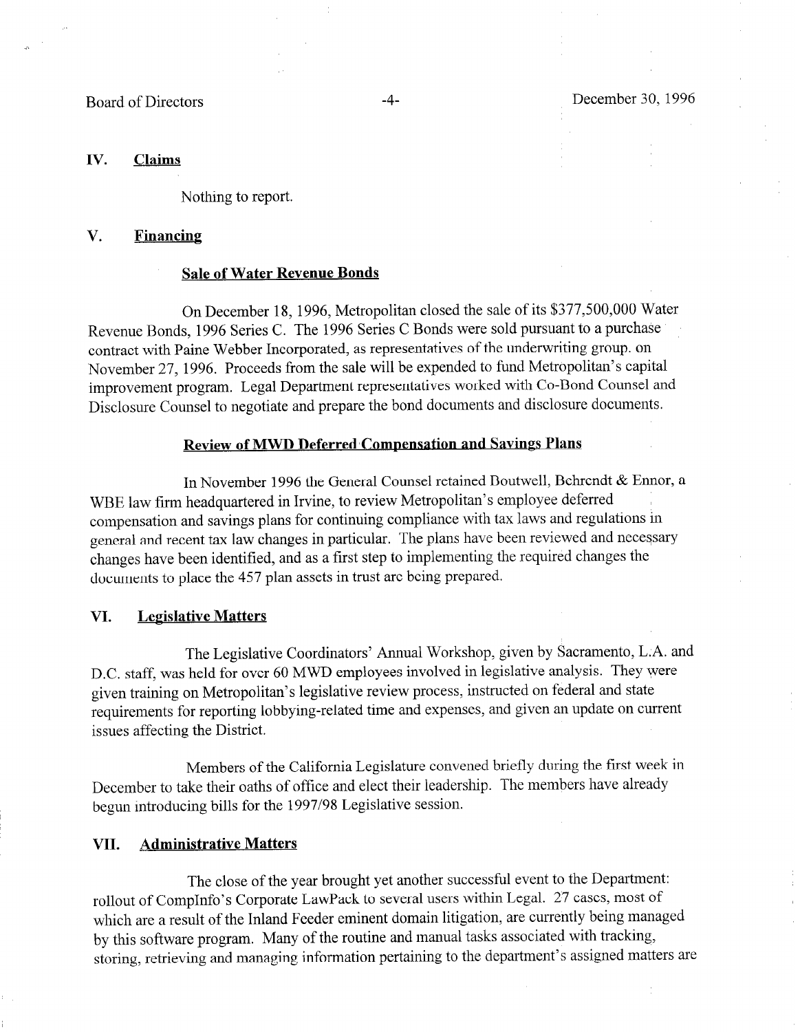## IV. Claims

Nothing to report.

## V. Financing

### Sale of Water Revenue Bonds

On December 18, 1996, Metropolitan closed the sale of its $377,500,000 Water Revenue Bonds, 1996 Series C. The 1996 Series C Bonds were sold pursuant to a purchase contract with Paine Webber Incorporated, as representatives of the underwriting group. on November 27, 1996. Proceeds from the sale will be expended to fund Metropolitan's capital improvement program. Legal Department representatives worked with Co-Bond Counsel and Disclosure Counsel to negotiate and prepare the bond documents and disclosure documents.

### Review of MWD Deferred Compensation and Savings Plans

In November 1996 the General Counsel retained Boutwell, Behrendt & Ennor, a WBE law firm headquartered in Irvine, to review Metropolitan's employee deferred compensation and savings plans for continuing compliance with tax laws and regulations in general and recent tax law changes in particular. The plans have been reviewed and necessary changes have been identified, and as a first step to implementing the required changes the documents to place the 457 plan assets in trust are being prepared.

## VI. Legislative Matters

The Legislative Coordinators' Annual Workshop, given by Sacramento, L.A. and D.C. staff, was held for over 60 MWD employees involved in legislative analysis. They were given training on Metropolitan's legislative review process, instructed on federal and state requirements for reporting lobbying-related time and expenses, and given an update on current issues affecting the District.

Members of the California Legislature convened briefly during the first week in December to take their oaths of office and elect their leadership. The members have already begun introducing bills for the 1997/98 Legislative session.

## VII. Administrative Matters

The close of the year brought yet another successful event to the Department: rollout of CompInfo's Corporate LawPack to several users within Legal. 27 cases, most of which are a result of the Inland Feeder eminent domain litigation, are currently being managed by this software program. Many of the routine and manual tasks associated with tracking, storing, retrieving and managing information pertaining to the department's assigned matters are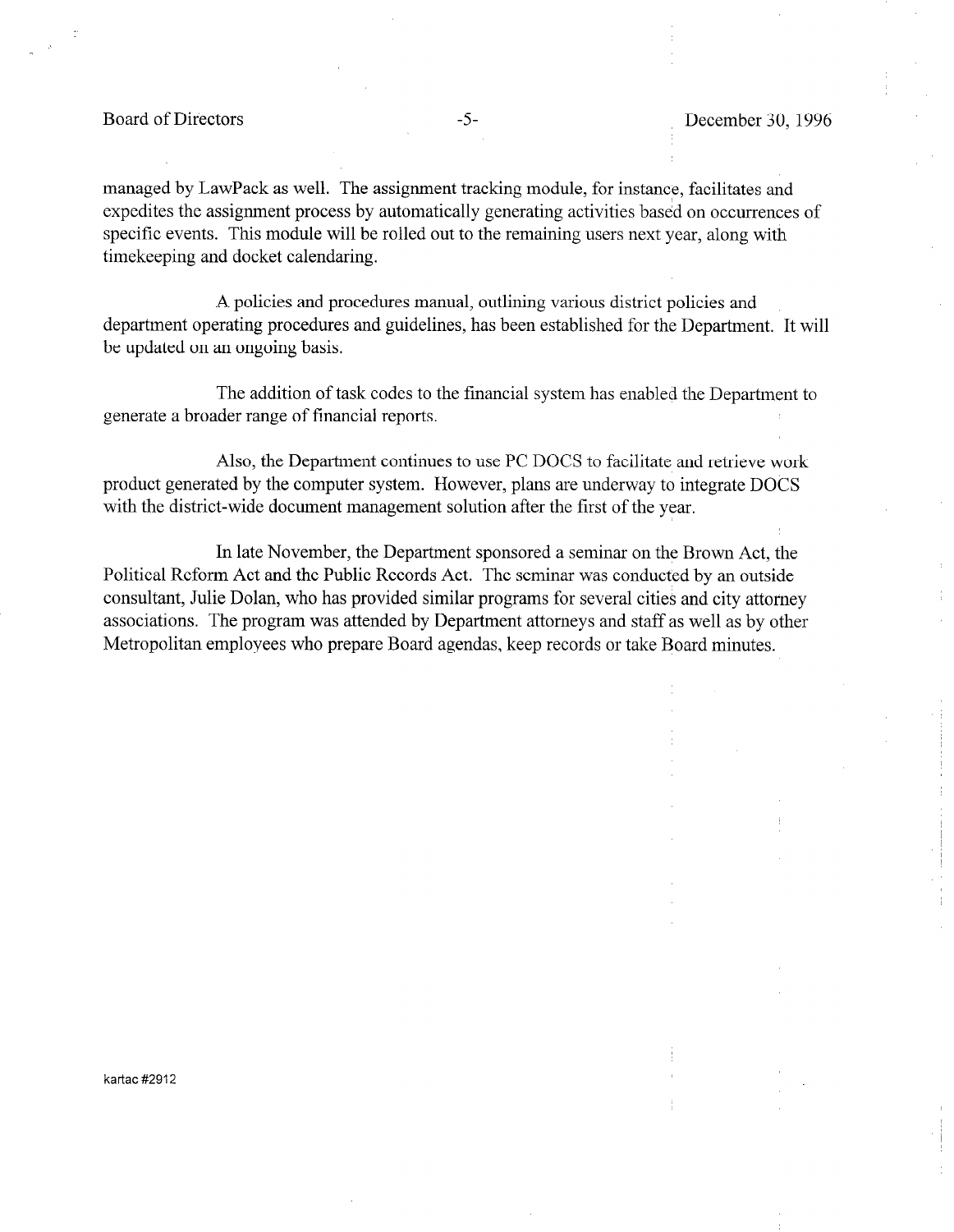managed by LawPack as well. The assignment tracking module, for instance, facilitates and expedites the assignment process by automatically generating activities based on occurrences of specific events. This module will be rolled out to the remaining users next year, along with timekeeping and docket calendaring.

A policies and procedures manual, outlining various district policies and department operating procedures and guidelines, has been established for the Department. It will be updated on an ongoing basis.

The addition of task codes to the financial system has enabled the Department to generate a broader range of financial reports.

Also, the Department continues to use PC DOCS to facilitate and retrieve work product generated by the computer system. However, plans are underway to integrate DOCS with the district-wide document management solution after the first of the year.

In late November, the Department sponsored a seminar on the Brown Act, the Political Reform Act and the Public Records Act. The seminar was conducted by an outside consultant, Julie Dolan, who has provided similar programs for several cities and city attorney associations. The program was attended by Department attorneys and staff as well as by other Metropolitan employees who prepare Board agendas, keep records or take Board minutes.

kartac #2912